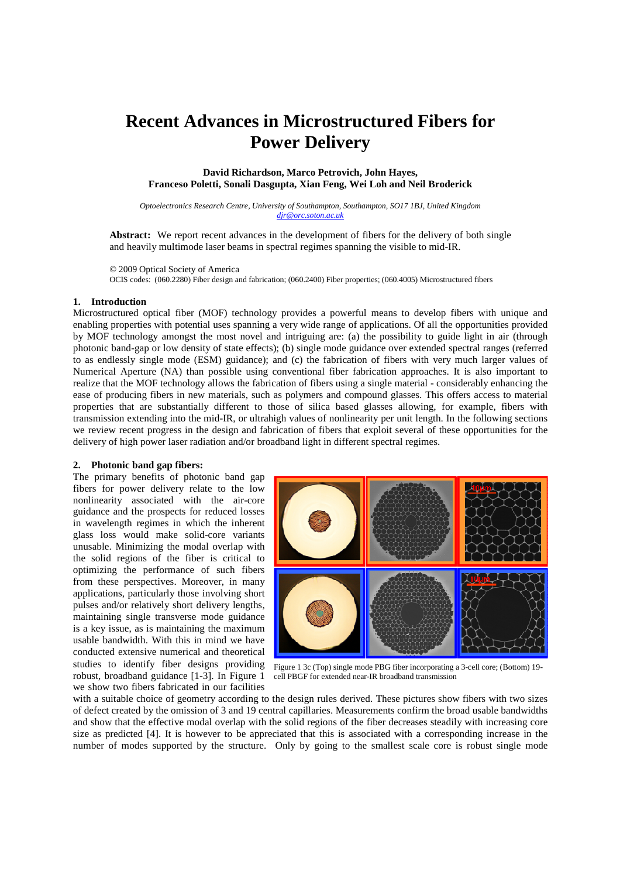# Recent Advances in Microstructured Fibers for Power Delivery

**David Richardson, Marco Petrovich, John Hayes, Franceso Poletti, Sonali Dasgupta, Xian Feng, Wei Loh and Neil Broderick**

*Optoelectronics Research Centre, University of Southampton, Southampton, SO17 1BJ, United Kingdom*
*djr@orc.soton.ac.uk*

**Abstract:** We report recent advances in the development of fibers for the delivery of both single and heavily multimode laser beams in spectral regimes spanning the visible to mid-IR.

© 2009 Optical Society of America
OCIS codes: (060.2280) Fiber design and fabrication; (060.2400) Fiber properties; (060.4005) Microstructured fibers

## 1. Introduction

Microstructured optical fiber (MOF) technology provides a powerful means to develop fibers with unique and enabling properties with potential uses spanning a very wide range of applications. Of all the opportunities provided by MOF technology amongst the most novel and intriguing are: (a) the possibility to guide light in air (through photonic band-gap or low density of state effects); (b) single mode guidance over extended spectral ranges (referred to as endlessly single mode (ESM) guidance); and (c) the fabrication of fibers with very much larger values of Numerical Aperture (NA) than possible using conventional fiber fabrication approaches. It is also important to realize that the MOF technology allows the fabrication of fibers using a single material - considerably enhancing the ease of producing fibers in new materials, such as polymers and compound glasses. This offers access to material properties that are substantially different to those of silica based glasses allowing, for example, fibers with transmission extending into the mid-IR, or ultrahigh values of nonlinearity per unit length. In the following sections we review recent progress in the design and fabrication of fibers that exploit several of these opportunities for the delivery of high power laser radiation and/or broadband light in different spectral regimes.

## 2. Photonic band gap fibers:

The primary benefits of photonic band gap fibers for power delivery relate to the low nonlinearity associated with the air-core guidance and the prospects for reduced losses in wavelength regimes in which the inherent glass loss would make solid-core variants unusable. Minimizing the modal overlap with the solid regions of the fiber is critical to optimizing the performance of such fibers from these perspectives. Moreover, in many applications, particularly those involving short pulses and/or relatively short delivery lengths, maintaining single transverse mode guidance is a key issue, as is maintaining the maximum usable bandwidth. With this in mind we have conducted extensive numerical and theoretical studies to identify fiber designs providing robust, broadband guidance [1-3]. In Figure 1 we show two fibers fabricated in our facilities with a suitable choice of geometry according to the design rules derived. These pictures show fibers with two sizes of defect created by the omission of 3 and 19 central capillaries. Measurements confirm the broad usable bandwidths and show that the effective modal overlap with the solid regions of the fiber decreases steadily with increasing core size as predicted [4]. It is however to be appreciated that this is associated with a corresponding increase in the number of modes supported by the structure. Only by going to the smallest scale core is robust single mode

Figure 1 3c (Top) single mode PBG fiber incorporating a 3-cell core; (Bottom) 19-cell PBGF for extended near-IR broadband transmission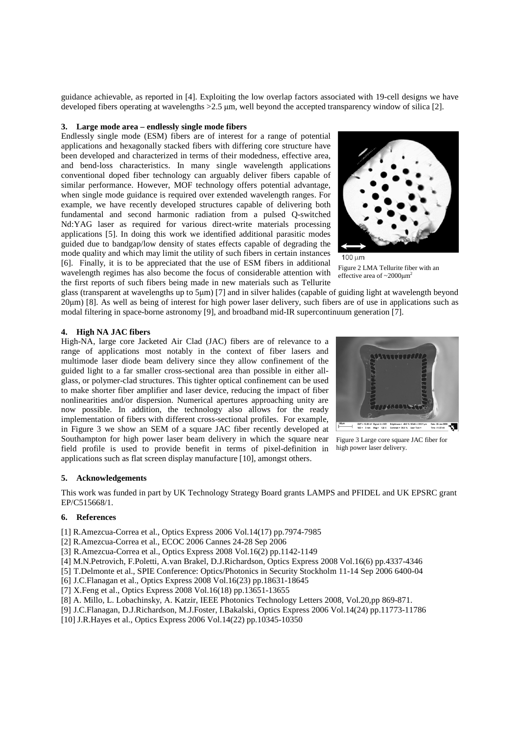guidance achievable, as reported in [4]. Exploiting the low overlap factors associated with 19-cell designs we have developed fibers operating at wavelengths >2.5 μm, well beyond the accepted transparency window of silica [2].

## 3. Large mode area – endlessly single mode fibers

Endlessly single mode (ESM) fibers are of interest for a range of potential applications and hexagonally stacked fibers with differing core structure have been developed and characterized in terms of their modedness, effective area, and bend-loss characteristics. In many single wavelength applications conventional doped fiber technology can arguably deliver fibers capable of similar performance. However, MOF technology offers potential advantage, when single mode guidance is required over extended wavelength ranges. For example, we have recently developed structures capable of delivering both fundamental and second harmonic radiation from a pulsed Q-switched Nd:YAG laser as required for various direct-write materials processing applications [5]. In doing this work we identified additional parasitic modes guided due to bandgap/low density of states effects capable of degrading the mode quality and which may limit the utility of such fibers in certain instances [6]. Finally, it is to be appreciated that the use of ESM fibers in additional wavelength regimes has also become the focus of considerable attention with the first reports of such fibers being made in new materials such as Tellurite glass (transparent at wavelengths up to 5μm) [7] and in silver halides (capable of guiding light at wavelength beyond 20μm) [8]. As well as being of interest for high power laser delivery, such fibers are of use in applications such as modal filtering in space-borne astronomy [9], and broadband mid-IR supercontinuum generation [7].

100 μm

Figure 2 LMA Tellurite fiber with an effective area of ~2000μm$^2$

## 4. High NA JAC fibers

High-NA, large core Jacketed Air Clad (JAC) fibers are of relevance to a range of applications most notably in the context of fiber lasers and multimode laser diode beam delivery since they allow confinement of the guided light to a far smaller cross-sectional area than possible in either all-glass, or polymer-clad structures. This tighter optical confinement can be used to make shorter fiber amplifier and laser device, reducing the impact of fiber nonlinearities and/or dispersion. Numerical apertures approaching unity are now possible. In addition, the technology also allows for the ready implementation of fibers with different cross-sectional profiles. For example, in Figure 3 we show an SEM of a square JAC fiber recently developed at Southampton for high power laser beam delivery in which the square near field profile is used to provide benefit in terms of pixel-definition in applications such as flat screen display manufacture [10], amongst others.

Figure 3 Large core square JAC fiber for high power laser delivery.

## 5. Acknowledgements

This work was funded in part by UK Technology Strategy Board grants LAMPS and PFIDEL and UK EPSRC grant EP/C515668/1.

## 6. References

[1] R.Amezcua-Correa et al., Optics Express 2006 Vol.14(17) pp.7974-7985
[2] R.Amezcua-Correa et al., ECOC 2006 Cannes 24-28 Sep 2006
[3] R.Amezcua-Correa et al., Optics Express 2008 Vol.16(2) pp.1142-1149
[4] M.N.Petrovich, F.Poletti, A.van Brakel, D.J.Richardson, Optics Express 2008 Vol.16(6) pp.4337-4346
[5] T.Delmonte et al., SPIE Conference: Optics/Photonics in Security Stockholm 11-14 Sep 2006 6400-04
[6] J.C.Flanagan et al., Optics Express 2008 Vol.16(23) pp.18631-18645
[7] X.Feng et al., Optics Express 2008 Vol.16(18) pp.13651-13655
[8] A. Millo, L. Lobachinsky, A. Katzir, IEEE Photonics Technology Letters 2008, Vol.20,pp 869-871.
[9] J.C.Flanagan, D.J.Richardson, M.J.Foster, I.Bakalski, Optics Express 2006 Vol.14(24) pp.11773-11786
[10] J.R.Hayes et al., Optics Express 2006 Vol.14(22) pp.10345-10350